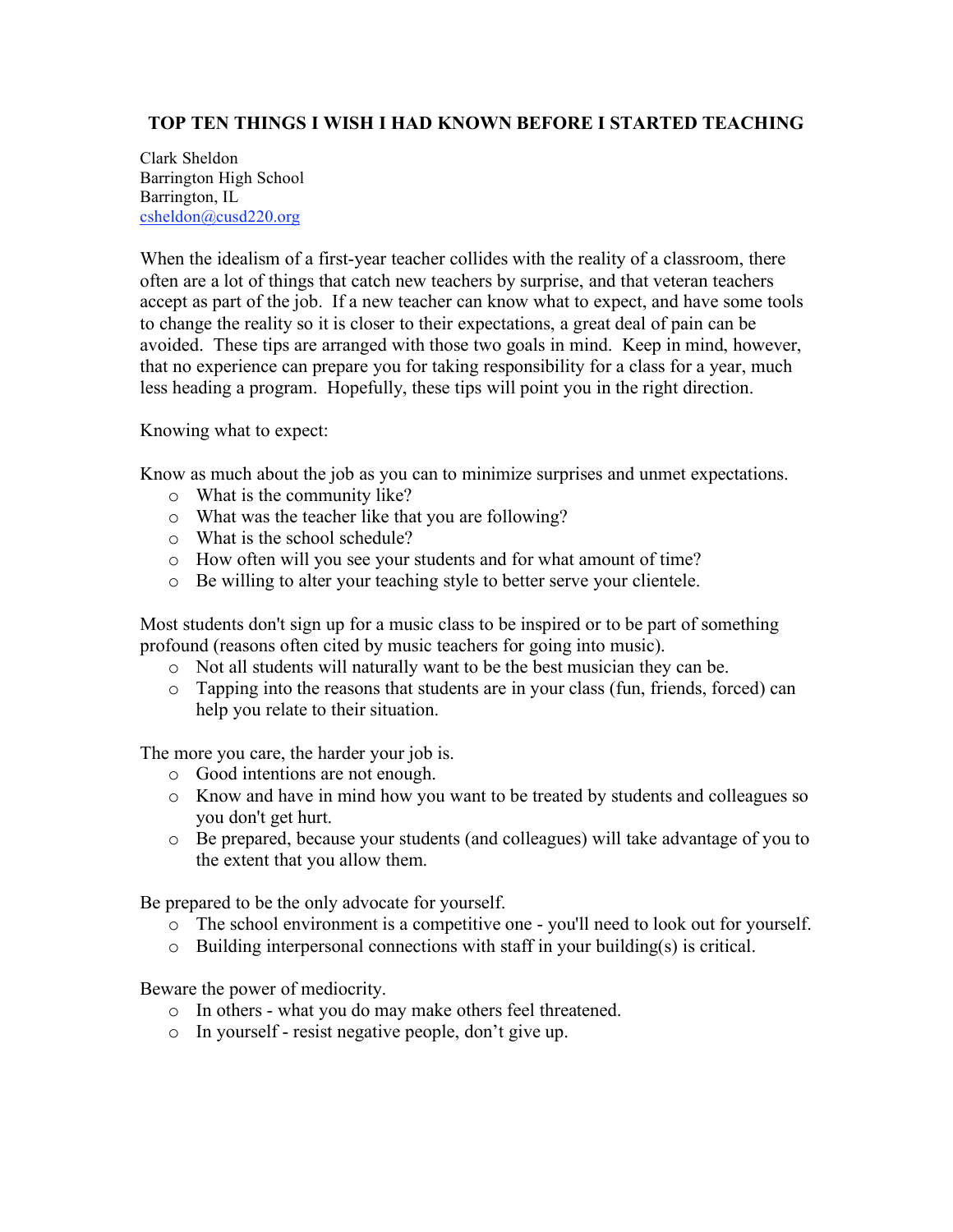## TOP TEN THINGS I WISH I HAD KNOWN BEFORE I STARTED TEACHING

Clark Sheldon
Barrington High School
Barrington, IL
csheldon@cusd220.org

When the idealism of a first-year teacher collides with the reality of a classroom, there often are a lot of things that catch new teachers by surprise, and that veteran teachers accept as part of the job. If a new teacher can know what to expect, and have some tools to change the reality so it is closer to their expectations, a great deal of pain can be avoided. These tips are arranged with those two goals in mind. Keep in mind, however, that no experience can prepare you for taking responsibility for a class for a year, much less heading a program. Hopefully, these tips will point you in the right direction.

Knowing what to expect:

Know as much about the job as you can to minimize surprises and unmet expectations.

- What is the community like?
- What was the teacher like that you are following?
- What is the school schedule?
- How often will you see your students and for what amount of time?
- Be willing to alter your teaching style to better serve your clientele.

Most students don't sign up for a music class to be inspired or to be part of something profound (reasons often cited by music teachers for going into music).

- Not all students will naturally want to be the best musician they can be.
- Tapping into the reasons that students are in your class (fun, friends, forced) can help you relate to their situation.

The more you care, the harder your job is.

- Good intentions are not enough.
- Know and have in mind how you want to be treated by students and colleagues so you don't get hurt.
- Be prepared, because your students (and colleagues) will take advantage of you to the extent that you allow them.

Be prepared to be the only advocate for yourself.

- The school environment is a competitive one - you'll need to look out for yourself.
- Building interpersonal connections with staff in your building(s) is critical.

Beware the power of mediocrity.

- In others - what you do may make others feel threatened.
- In yourself - resist negative people, don't give up.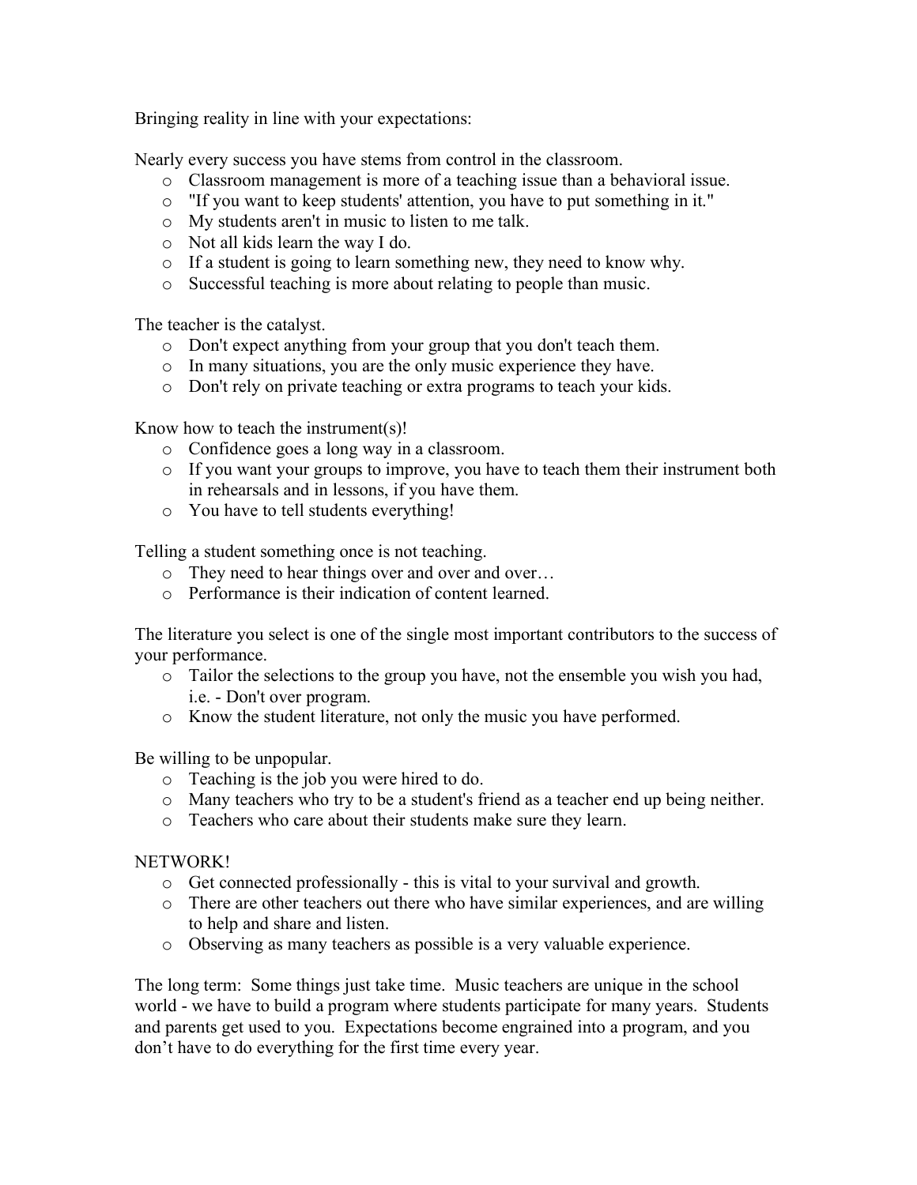Bringing reality in line with your expectations:

Nearly every success you have stems from control in the classroom.

- Classroom management is more of a teaching issue than a behavioral issue.
- "If you want to keep students' attention, you have to put something in it."
- My students aren't in music to listen to me talk.
- Not all kids learn the way I do.
- If a student is going to learn something new, they need to know why.
- Successful teaching is more about relating to people than music.

The teacher is the catalyst.

- Don't expect anything from your group that you don't teach them.
- In many situations, you are the only music experience they have.
- Don't rely on private teaching or extra programs to teach your kids.

Know how to teach the instrument(s)!

- Confidence goes a long way in a classroom.
- If you want your groups to improve, you have to teach them their instrument both in rehearsals and in lessons, if you have them.
- You have to tell students everything!

Telling a student something once is not teaching.

- They need to hear things over and over and over…
- Performance is their indication of content learned.

The literature you select is one of the single most important contributors to the success of your performance.

- Tailor the selections to the group you have, not the ensemble you wish you had, i.e. - Don't over program.
- Know the student literature, not only the music you have performed.

Be willing to be unpopular.

- Teaching is the job you were hired to do.
- Many teachers who try to be a student's friend as a teacher end up being neither.
- Teachers who care about their students make sure they learn.

NETWORK!

- Get connected professionally - this is vital to your survival and growth.
- There are other teachers out there who have similar experiences, and are willing to help and share and listen.
- Observing as many teachers as possible is a very valuable experience.

The long term: Some things just take time. Music teachers are unique in the school world - we have to build a program where students participate for many years. Students and parents get used to you. Expectations become engrained into a program, and you don't have to do everything for the first time every year.